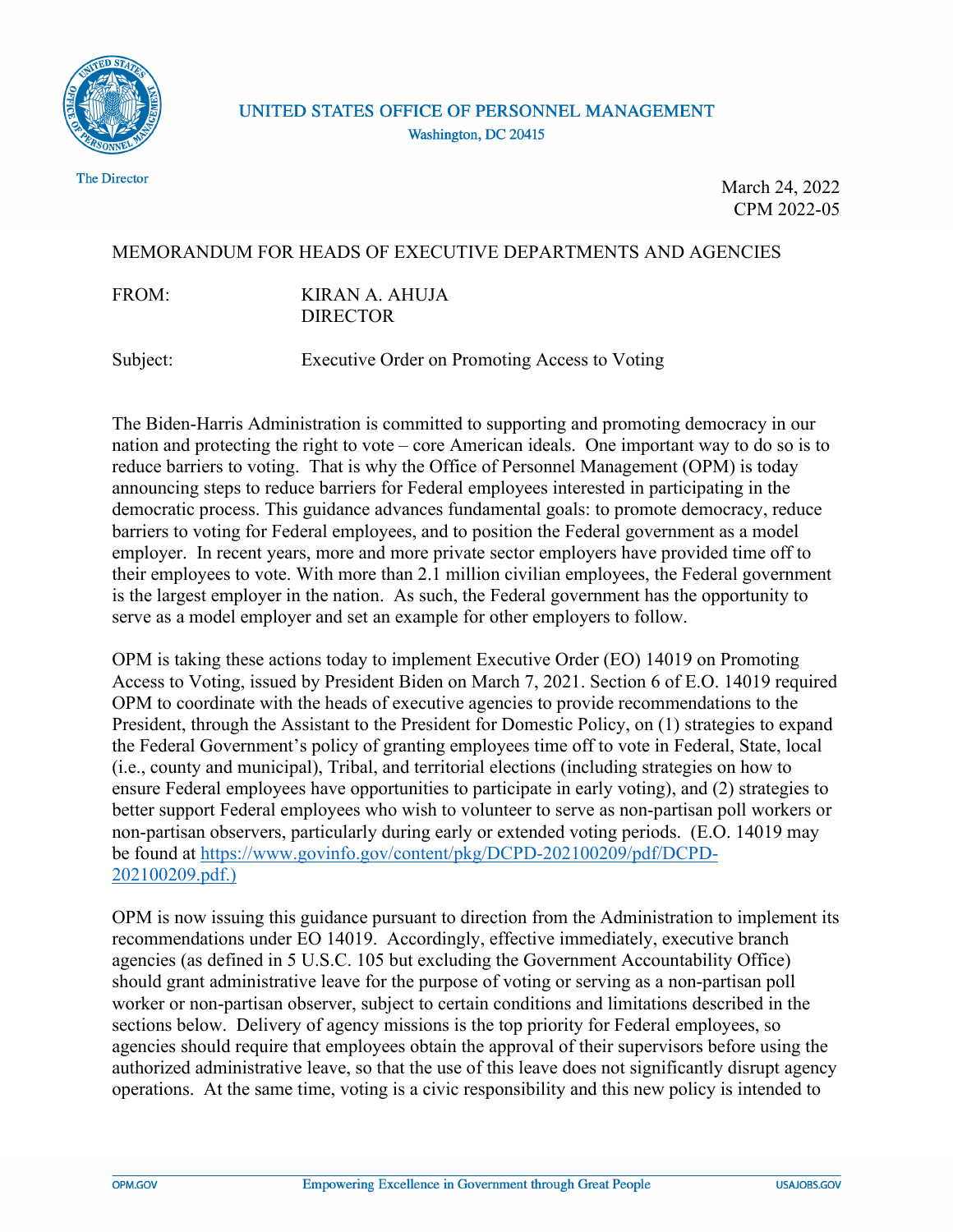UNITED STATES OFFICE OF PERSONNEL MANAGEMENT
Washington, DC 20415

The Director

March 24, 2022
CPM 2022-05

MEMORANDUM FOR HEADS OF EXECUTIVE DEPARTMENTS AND AGENCIES

FROM: KIRAN A. AHUJA
DIRECTOR

Subject: Executive Order on Promoting Access to Voting

The Biden-Harris Administration is committed to supporting and promoting democracy in our nation and protecting the right to vote – core American ideals. One important way to do so is to reduce barriers to voting. That is why the Office of Personnel Management (OPM) is today announcing steps to reduce barriers for Federal employees interested in participating in the democratic process. This guidance advances fundamental goals: to promote democracy, reduce barriers to voting for Federal employees, and to position the Federal government as a model employer. In recent years, more and more private sector employers have provided time off to their employees to vote. With more than 2.1 million civilian employees, the Federal government is the largest employer in the nation. As such, the Federal government has the opportunity to serve as a model employer and set an example for other employers to follow.

OPM is taking these actions today to implement Executive Order (EO) 14019 on Promoting Access to Voting, issued by President Biden on March 7, 2021. Section 6 of E.O. 14019 required OPM to coordinate with the heads of executive agencies to provide recommendations to the President, through the Assistant to the President for Domestic Policy, on (1) strategies to expand the Federal Government's policy of granting employees time off to vote in Federal, State, local (i.e., county and municipal), Tribal, and territorial elections (including strategies on how to ensure Federal employees have opportunities to participate in early voting), and (2) strategies to better support Federal employees who wish to volunteer to serve as non-partisan poll workers or non-partisan observers, particularly during early or extended voting periods. (E.O. 14019 may be found at https://www.govinfo.gov/content/pkg/DCPD-202100209/pdf/DCPD-202100209.pdf.)

OPM is now issuing this guidance pursuant to direction from the Administration to implement its recommendations under EO 14019. Accordingly, effective immediately, executive branch agencies (as defined in 5 U.S.C. 105 but excluding the Government Accountability Office) should grant administrative leave for the purpose of voting or serving as a non-partisan poll worker or non-partisan observer, subject to certain conditions and limitations described in the sections below. Delivery of agency missions is the top priority for Federal employees, so agencies should require that employees obtain the approval of their supervisors before using the authorized administrative leave, so that the use of this leave does not significantly disrupt agency operations. At the same time, voting is a civic responsibility and this new policy is intended to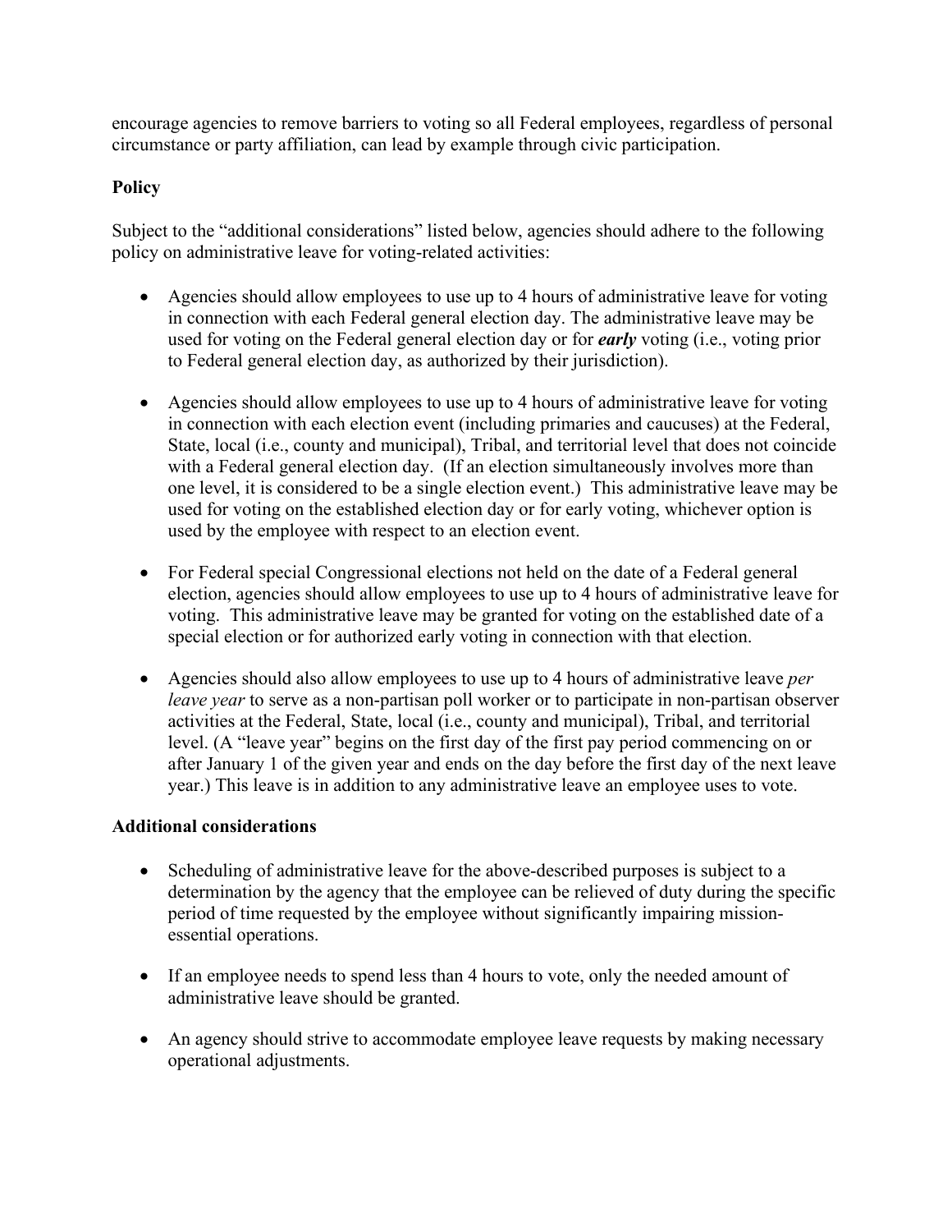encourage agencies to remove barriers to voting so all Federal employees, regardless of personal circumstance or party affiliation, can lead by example through civic participation.

**Policy**

Subject to the "additional considerations" listed below, agencies should adhere to the following policy on administrative leave for voting-related activities:

- Agencies should allow employees to use up to 4 hours of administrative leave for voting in connection with each Federal general election day. The administrative leave may be used for voting on the Federal general election day or for ***early*** voting (i.e., voting prior to Federal general election day, as authorized by their jurisdiction).

- Agencies should allow employees to use up to 4 hours of administrative leave for voting in connection with each election event (including primaries and caucuses) at the Federal, State, local (i.e., county and municipal), Tribal, and territorial level that does not coincide with a Federal general election day. (If an election simultaneously involves more than one level, it is considered to be a single election event.) This administrative leave may be used for voting on the established election day or for early voting, whichever option is used by the employee with respect to an election event.

- For Federal special Congressional elections not held on the date of a Federal general election, agencies should allow employees to use up to 4 hours of administrative leave for voting. This administrative leave may be granted for voting on the established date of a special election or for authorized early voting in connection with that election.

- Agencies should also allow employees to use up to 4 hours of administrative leave *per leave year* to serve as a non-partisan poll worker or to participate in non-partisan observer activities at the Federal, State, local (i.e., county and municipal), Tribal, and territorial level. (A "leave year" begins on the first day of the first pay period commencing on or after January 1 of the given year and ends on the day before the first day of the next leave year.) This leave is in addition to any administrative leave an employee uses to vote.

**Additional considerations**

- Scheduling of administrative leave for the above-described purposes is subject to a determination by the agency that the employee can be relieved of duty during the specific period of time requested by the employee without significantly impairing mission-essential operations.

- If an employee needs to spend less than 4 hours to vote, only the needed amount of administrative leave should be granted.

- An agency should strive to accommodate employee leave requests by making necessary operational adjustments.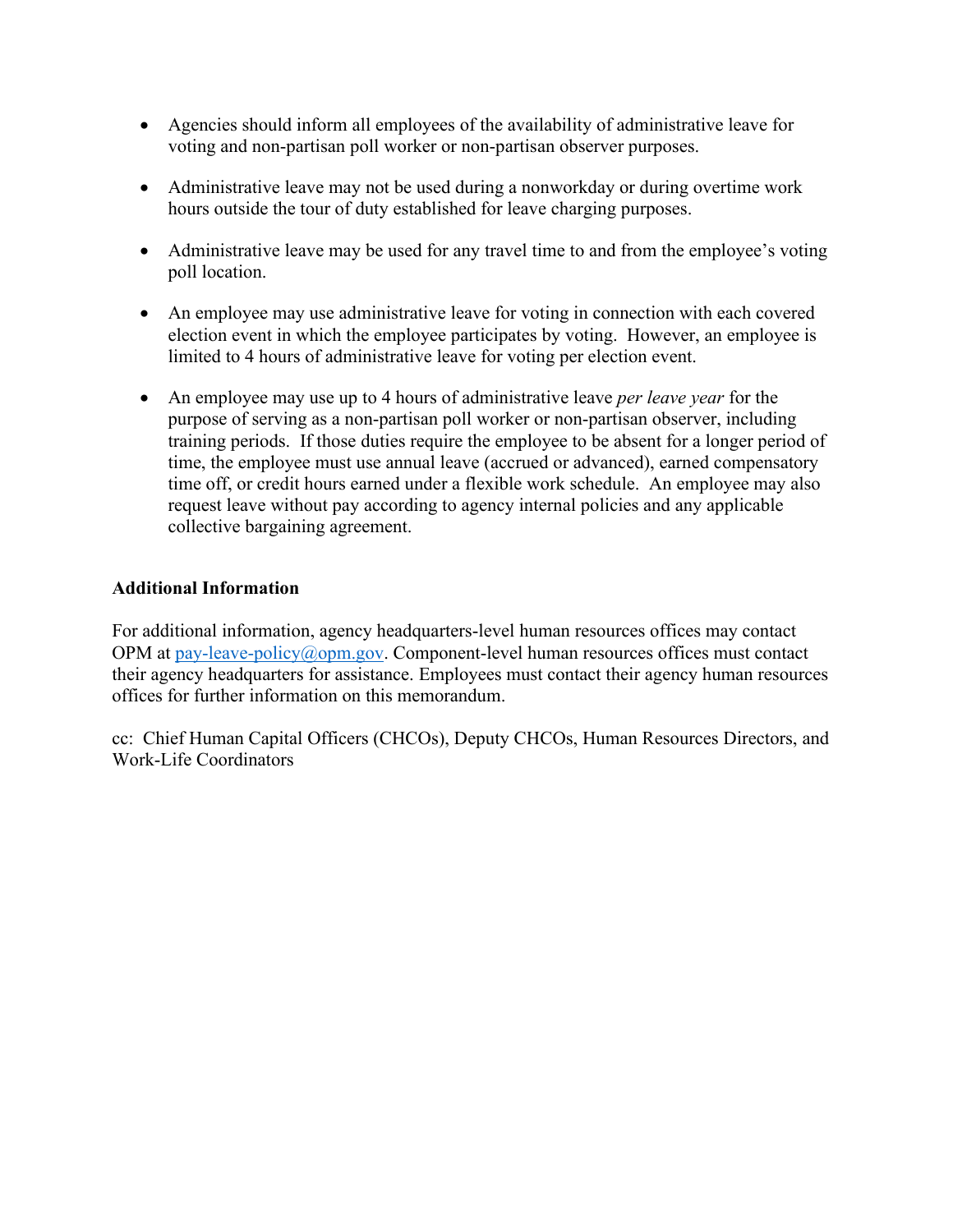- Agencies should inform all employees of the availability of administrative leave for voting and non-partisan poll worker or non-partisan observer purposes.

- Administrative leave may not be used during a nonworkday or during overtime work hours outside the tour of duty established for leave charging purposes.

- Administrative leave may be used for any travel time to and from the employee's voting poll location.

- An employee may use administrative leave for voting in connection with each covered election event in which the employee participates by voting. However, an employee is limited to 4 hours of administrative leave for voting per election event.

- An employee may use up to 4 hours of administrative leave *per leave year* for the purpose of serving as a non-partisan poll worker or non-partisan observer, including training periods. If those duties require the employee to be absent for a longer period of time, the employee must use annual leave (accrued or advanced), earned compensatory time off, or credit hours earned under a flexible work schedule. An employee may also request leave without pay according to agency internal policies and any applicable collective bargaining agreement.

**Additional Information**

For additional information, agency headquarters-level human resources offices may contact OPM at [pay-leave-policy@opm.gov](mailto:pay-leave-policy@opm.gov). Component-level human resources offices must contact their agency headquarters for assistance. Employees must contact their agency human resources offices for further information on this memorandum.

cc: Chief Human Capital Officers (CHCOs), Deputy CHCOs, Human Resources Directors, and Work-Life Coordinators